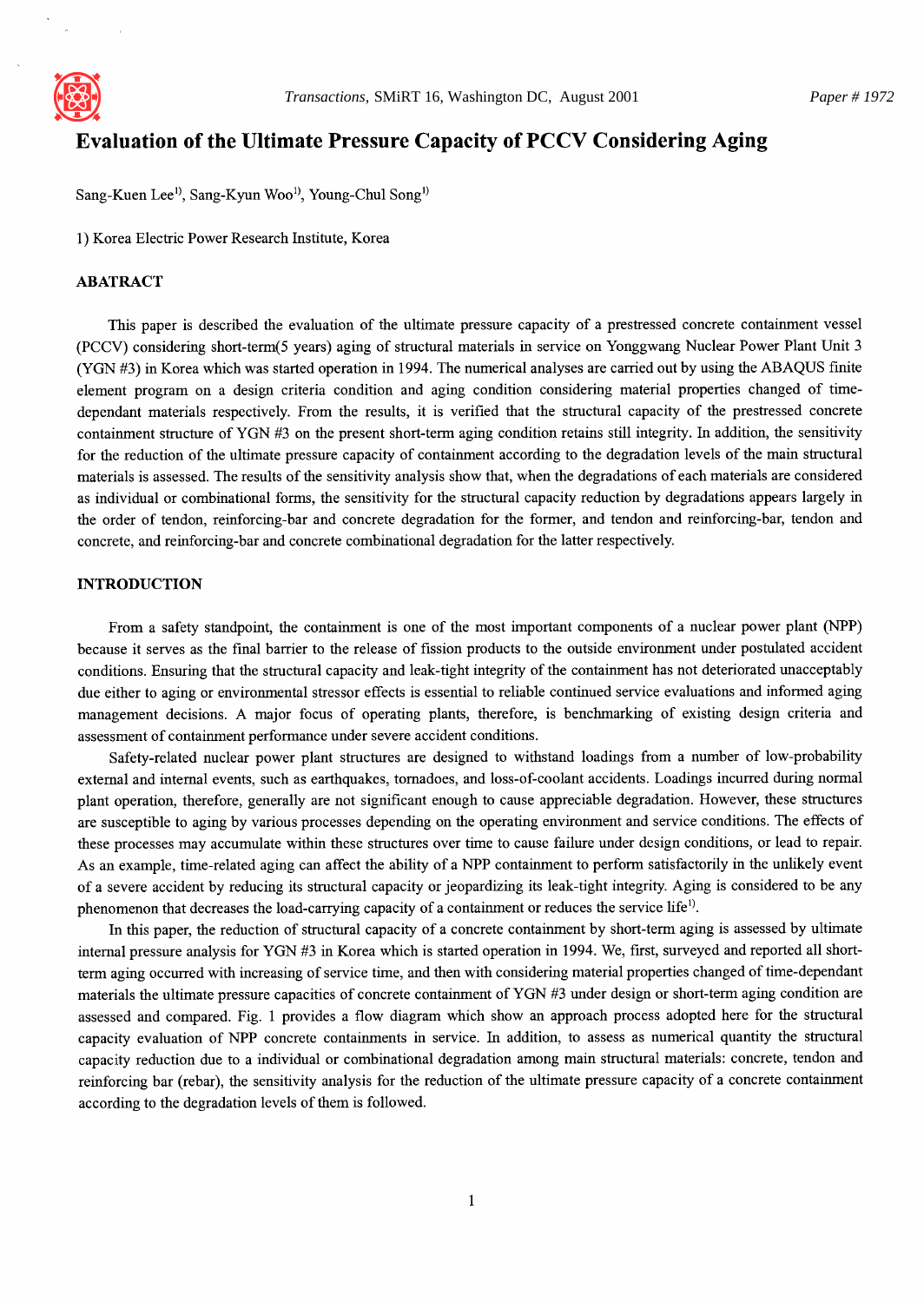# Evaluation of the Ultimate Pressure Capacity of PCCV Considering Aging

Sang-Kuen Lee[1], Sang-Kyun Woo[1], Young-Chul Song[1]

1) Korea Electric Power Research Institute, Korea

## ABATRACT

This paper is described the evaluation of the ultimate pressure capacity of a prestressed concrete containment vessel (PCCV) considering short-term(5 years) aging of structural materials in service on Yonggwang Nuclear Power Plant Unit 3 (YGN #3) in Korea which was started operation in 1994. The numerical analyses are carried out by using the ABAQUS finite element program on a design criteria condition and aging condition considering material properties changed of time-dependant materials respectively. From the results, it is verified that the structural capacity of the prestressed concrete containment structure of YGN #3 on the present short-term aging condition retains still integrity. In addition, the sensitivity for the reduction of the ultimate pressure capacity of containment according to the degradation levels of the main structural materials is assessed. The results of the sensitivity analysis show that, when the degradations of each materials are considered as individual or combinational forms, the sensitivity for the structural capacity reduction by degradations appears largely in the order of tendon, reinforcing-bar and concrete degradation for the former, and tendon and reinforcing-bar, tendon and concrete, and reinforcing-bar and concrete combinational degradation for the latter respectively.

## INTRODUCTION

From a safety standpoint, the containment is one of the most important components of a nuclear power plant (NPP) because it serves as the final barrier to the release of fission products to the outside environment under postulated accident conditions. Ensuring that the structural capacity and leak-tight integrity of the containment has not deteriorated unacceptably due either to aging or environmental stressor effects is essential to reliable continued service evaluations and informed aging management decisions. A major focus of operating plants, therefore, is benchmarking of existing design criteria and assessment of containment performance under severe accident conditions.

Safety-related nuclear power plant structures are designed to withstand loadings from a number of low-probability external and internal events, such as earthquakes, tornadoes, and loss-of-coolant accidents. Loadings incurred during normal plant operation, therefore, generally are not significant enough to cause appreciable degradation. However, these structures are susceptible to aging by various processes depending on the operating environment and service conditions. The effects of these processes may accumulate within these structures over time to cause failure under design conditions, or lead to repair. As an example, time-related aging can affect the ability of a NPP containment to perform satisfactorily in the unlikely event of a severe accident by reducing its structural capacity or jeopardizing its leak-tight integrity. Aging is considered to be any phenomenon that decreases the load-carrying capacity of a containment or reduces the service life[1].

In this paper, the reduction of structural capacity of a concrete containment by short-term aging is assessed by ultimate internal pressure analysis for YGN #3 in Korea which is started operation in 1994. We, first, surveyed and reported all short-term aging occurred with increasing of service time, and then with considering material properties changed of time-dependant materials the ultimate pressure capacities of concrete containment of YGN #3 under design or short-term aging condition are assessed and compared. Fig. 1 provides a flow diagram which show an approach process adopted here for the structural capacity evaluation of NPP concrete containments in service. In addition, to assess as numerical quantity the structural capacity reduction due to a individual or combinational degradation among main structural materials: concrete, tendon and reinforcing bar (rebar), the sensitivity analysis for the reduction of the ultimate pressure capacity of a concrete containment according to the degradation levels of them is followed.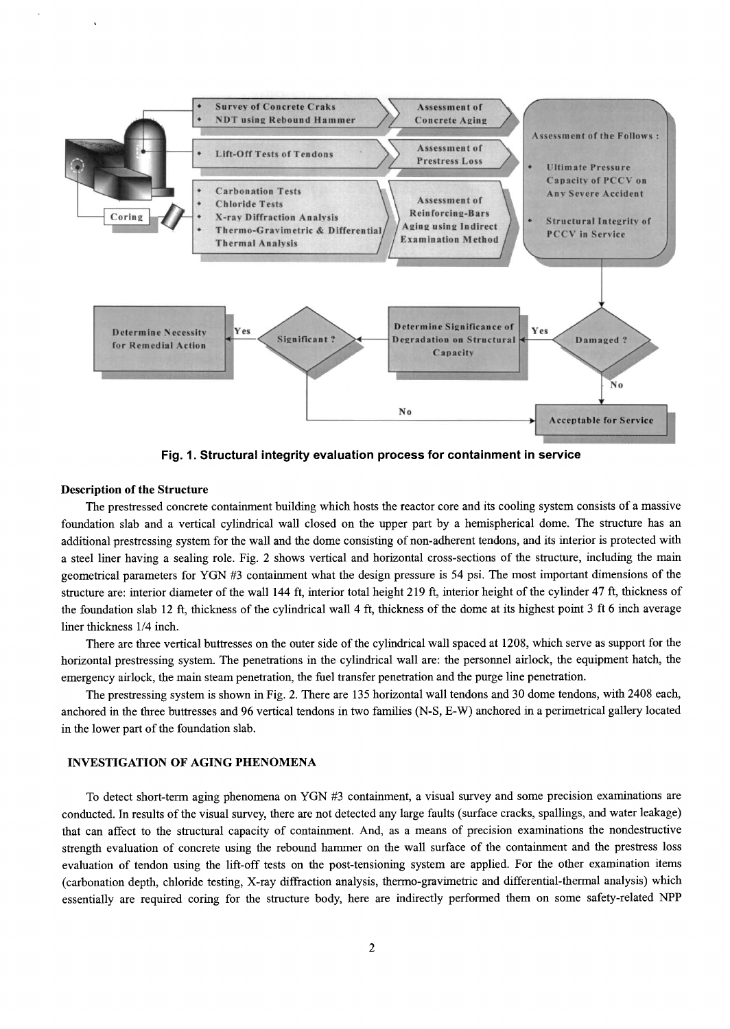Fig. 1. Structural integrity evaluation process for containment in service

### Description of the Structure

The prestressed concrete containment building which hosts the reactor core and its cooling system consists of a massive foundation slab and a vertical cylindrical wall closed on the upper part by a hemispherical dome. The structure has an additional prestressing system for the wall and the dome consisting of non-adherent tendons, and its interior is protected with a steel liner having a sealing role. Fig. 2 shows vertical and horizontal cross-sections of the structure, including the main geometrical parameters for YGN #3 containment what the design pressure is 54 psi. The most important dimensions of the structure are: interior diameter of the wall 144 ft, interior total height 219 ft, interior height of the cylinder 47 ft, thickness of the foundation slab 12 ft, thickness of the cylindrical wall 4 ft, thickness of the dome at its highest point 3 ft 6 inch average liner thickness 1/4 inch.

There are three vertical buttresses on the outer side of the cylindrical wall spaced at 1208, which serve as support for the horizontal prestressing system. The penetrations in the cylindrical wall are: the personnel airlock, the equipment hatch, the emergency airlock, the main steam penetration, the fuel transfer penetration and the purge line penetration.

The prestressing system is shown in Fig. 2. There are 135 horizontal wall tendons and 30 dome tendons, with 2408 each, anchored in the three buttresses and 96 vertical tendons in two families (N-S, E-W) anchored in a perimetrical gallery located in the lower part of the foundation slab.

## INVESTIGATION OF AGING PHENOMENA

To detect short-term aging phenomena on YGN #3 containment, a visual survey and some precision examinations are conducted. In results of the visual survey, there are not detected any large faults (surface cracks, spallings, and water leakage) that can affect to the structural capacity of containment. And, as a means of precision examinations the nondestructive strength evaluation of concrete using the rebound hammer on the wall surface of the containment and the prestress loss evaluation of tendon using the lift-off tests on the post-tensioning system are applied. For the other examination items (carbonation depth, chloride testing, X-ray diffraction analysis, thermo-gravimetric and differential-thermal analysis) which essentially are required coring for the structure body, here are indirectly performed them on some safety-related NPP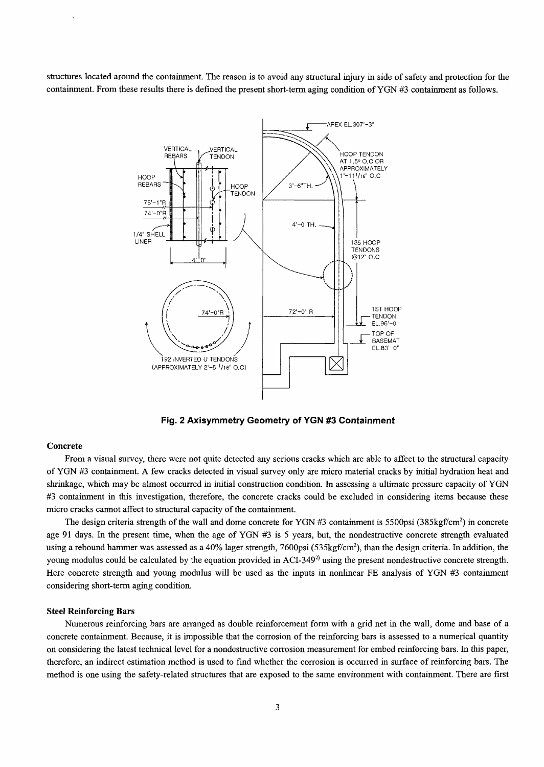structures located around the containment. The reason is to avoid any structural injury in side of safety and protection for the containment. From these results there is defined the present short-term aging condition of YGN #3 containment as follows.

**Fig. 2 Axisymmetry Geometry of YGN #3 Containment**

### Concrete

From a visual survey, there were not quite detected any serious cracks which are able to affect to the structural capacity of YGN #3 containment. A few cracks detected in visual survey only are micro material cracks by initial hydration heat and shrinkage, which may be almost occurred in initial construction condition. In assessing a ultimate pressure capacity of YGN #3 containment in this investigation, therefore, the concrete cracks could be excluded in considering items because these micro cracks cannot affect to structural capacity of the containment.

The design criteria strength of the wall and dome concrete for YGN #3 containment is 5500psi (385kgf/cm$^2$) in concrete age 91 days. In the present time, when the age of YGN #3 is 5 years, but, the nondestructive concrete strength evaluated using a rebound hammer was assessed as a 40% lager strength, 7600psi (535kgf/cm$^2$), than the design criteria. In addition, the young modulus could be calculated by the equation provided in ACI-349[2] using the present nondestructive concrete strength. Here concrete strength and young modulus will be used as the inputs in nonlinear FE analysis of YGN #3 containment considering short-term aging condition.

### Steel Reinforcing Bars

Numerous reinforcing bars are arranged as double reinforcement form with a grid net in the wall, dome and base of a concrete containment. Because, it is impossible that the corrosion of the reinforcing bars is assessed to a numerical quantity on considering the latest technical level for a nondestructive corrosion measurement for embed reinforcing bars. In this paper, therefore, an indirect estimation method is used to find whether the corrosion is occurred in surface of reinforcing bars. The method is one using the safety-related structures that are exposed to the same environment with containment. There are first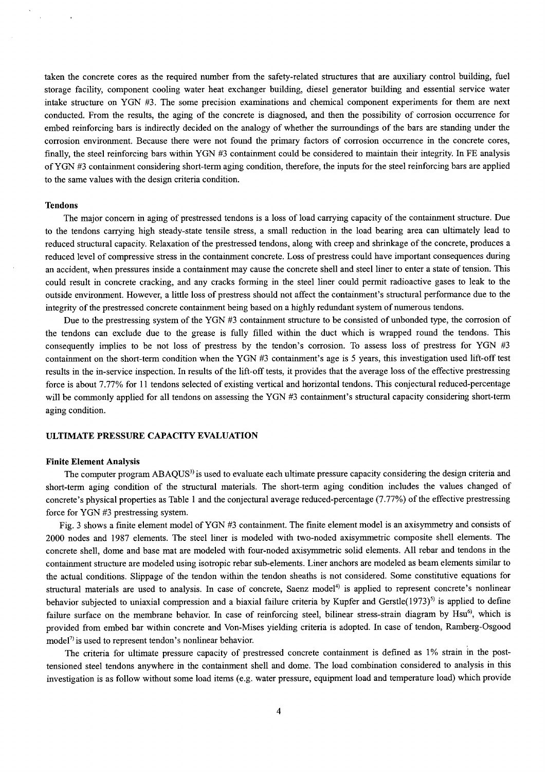taken the concrete cores as the required number from the safety-related structures that are auxiliary control building, fuel storage facility, component cooling water heat exchanger building, diesel generator building and essential service water intake structure on YGN #3. The some precision examinations and chemical component experiments for them are next conducted. From the results, the aging of the concrete is diagnosed, and then the possibility of corrosion occurrence for embed reinforcing bars is indirectly decided on the analogy of whether the surroundings of the bars are standing under the corrosion environment. Because there were not found the primary factors of corrosion occurrence in the concrete cores, finally, the steel reinforcing bars within YGN #3 containment could be considered to maintain their integrity. In FE analysis of YGN #3 containment considering short-term aging condition, therefore, the inputs for the steel reinforcing bars are applied to the same values with the design criteria condition.

#### Tendons

The major concern in aging of prestressed tendons is a loss of load carrying capacity of the containment structure. Due to the tendons carrying high steady-state tensile stress, a small reduction in the load bearing area can ultimately lead to reduced structural capacity. Relaxation of the prestressed tendons, along with creep and shrinkage of the concrete, produces a reduced level of compressive stress in the containment concrete. Loss of prestress could have important consequences during an accident, when pressures inside a containment may cause the concrete shell and steel liner to enter a state of tension. This could result in concrete cracking, and any cracks forming in the steel liner could permit radioactive gases to leak to the outside environment. However, a little loss of prestress should not affect the containment's structural performance due to the integrity of the prestressed concrete containment being based on a highly redundant system of numerous tendons.

Due to the prestressing system of the YGN #3 containment structure to be consisted of unbonded type, the corrosion of the tendons can exclude due to the grease is fully filled within the duct which is wrapped round the tendons. This consequently implies to be not loss of prestress by the tendon's corrosion. To assess loss of prestress for YGN #3 containment on the short-term condition when the YGN #3 containment's age is 5 years, this investigation used lift-off test results in the in-service inspection. In results of the lift-off tests, it provides that the average loss of the effective prestressing force is about 7.77% for 11 tendons selected of existing vertical and horizontal tendons. This conjectural reduced-percentage will be commonly applied for all tendons on assessing the YGN #3 containment's structural capacity considering short-term aging condition.

## ULTIMATE PRESSURE CAPACITY EVALUATION

#### Finite Element Analysis

The computer program ABAQUS[3] is used to evaluate each ultimate pressure capacity considering the design criteria and short-term aging condition of the structural materials. The short-term aging condition includes the values changed of concrete's physical properties as Table 1 and the conjectural average reduced-percentage (7.77%) of the effective prestressing force for YGN #3 prestressing system.

Fig. 3 shows a finite element model of YGN #3 containment. The finite element model is an axisymmetry and consists of 2000 nodes and 1987 elements. The steel liner is modeled with two-noded axisymmetric composite shell elements. The concrete shell, dome and base mat are modeled with four-noded axisymmetric solid elements. All rebar and tendons in the containment structure are modeled using isotropic rebar sub-elements. Liner anchors are modeled as beam elements similar to the actual conditions. Slippage of the tendon within the tendon sheaths is not considered. Some constitutive equations for structural materials are used to analysis. In case of concrete, Saenz model[4] is applied to represent concrete's nonlinear behavior subjected to uniaxial compression and a biaxial failure criteria by Kupfer and Gerstle(1973)[5] is applied to define failure surface on the membrane behavior. In case of reinforcing steel, bilinear stress-strain diagram by Hsu[6], which is provided from embed bar within concrete and Von-Mises yielding criteria is adopted. In case of tendon, Ramberg-Osgood model[7] is used to represent tendon's nonlinear behavior.

The criteria for ultimate pressure capacity of prestressed concrete containment is defined as 1% strain in the post-tensioned steel tendons anywhere in the containment shell and dome. The load combination considered to analysis in this investigation is as follow without some load items (e.g. water pressure, equipment load and temperature load) which provide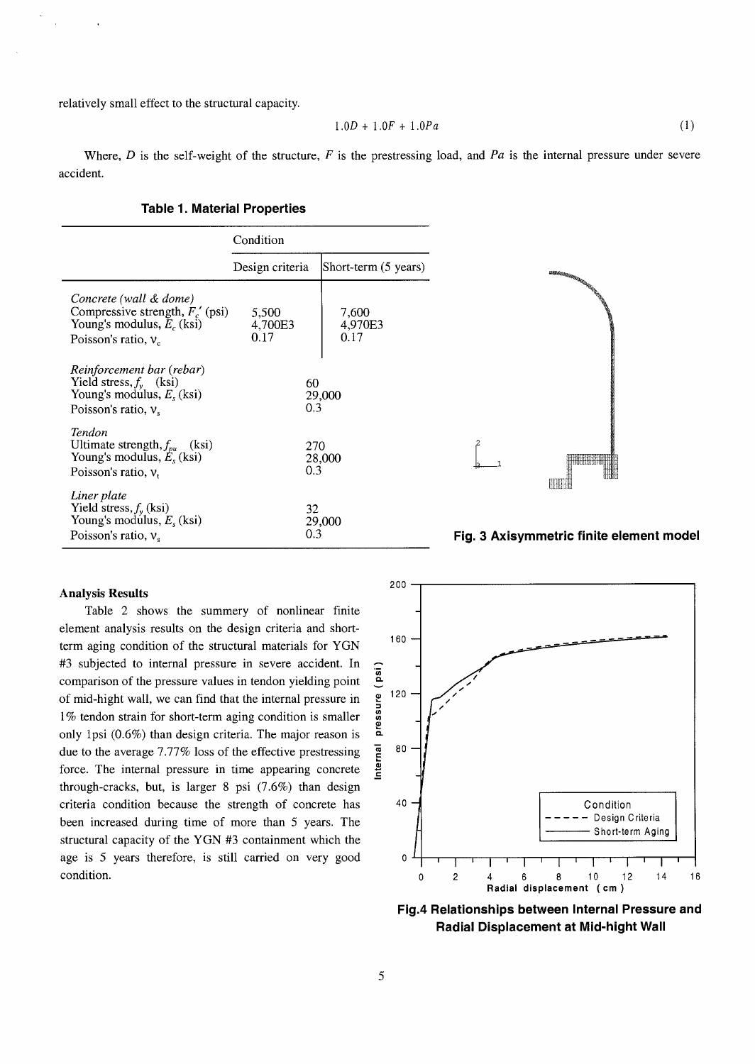relatively small effect to the structural capacity.

$$1.0D + 1.0F + 1.0Pa \tag{1}$$

Where, $D$ is the self-weight of the structure, $F$ is the prestressing load, and $Pa$ is the internal pressure under severe accident.

**Table 1. Material Properties**

| | Condition | |
|---|---|---|
| | Design criteria | Short-term (5 years) |
| *Concrete (wall & dome)* | | |
| Compressive strength, $F_c'$ (psi) | 5,500 | 7,600 |
| Young's modulus, $E_c$ (ksi) | 4,700E3 | 4,970E3 |
| Poisson's ratio, $\nu_c$ | 0.17 | 0.17 |
| *Reinforcement bar (rebar)* | | |
| Yield stress, $f_y$ (ksi) | 60 | |
| Young's modulus, $E_s$ (ksi) | 29,000 | |
| Poisson's ratio, $\nu_s$ | 0.3 | |
| *Tendon* | | |
| Ultimate strength, $f_{pu}$ (ksi) | 270 | |
| Young's modulus, $E_s$ (ksi) | 28,000 | |
| Poisson's ratio, $\nu_t$ | 0.3 | |
| *Liner plate* | | |
| Yield stress, $f_y$ (ksi) | 32 | |
| Young's modulus, $E_s$ (ksi) | 29,000 | |
| Poisson's ratio, $\nu_s$ | 0.3 | |

**Fig. 3 Axisymmetric finite element model**

### Analysis Results

Table 2 shows the summery of nonlinear finite element analysis results on the design criteria and short-term aging condition of the structural materials for YGN #3 subjected to internal pressure in severe accident. In comparison of the pressure values in tendon yielding point of mid-hight wall, we can find that the internal pressure in 1% tendon strain for short-term aging condition is smaller only 1psi (0.6%) than design criteria. The major reason is due to the average 7.77% loss of the effective prestressing force. The internal pressure in time appearing concrete through-cracks, but, is larger 8 psi (7.6%) than design criteria condition because the strength of concrete has been increased during time of more than 5 years. The structural capacity of the YGN #3 containment which the age is 5 years therefore, is still carried on very good condition.

**Fig.4 Relationships between Internal Pressure and Radial Displacement at Mid-hight Wall**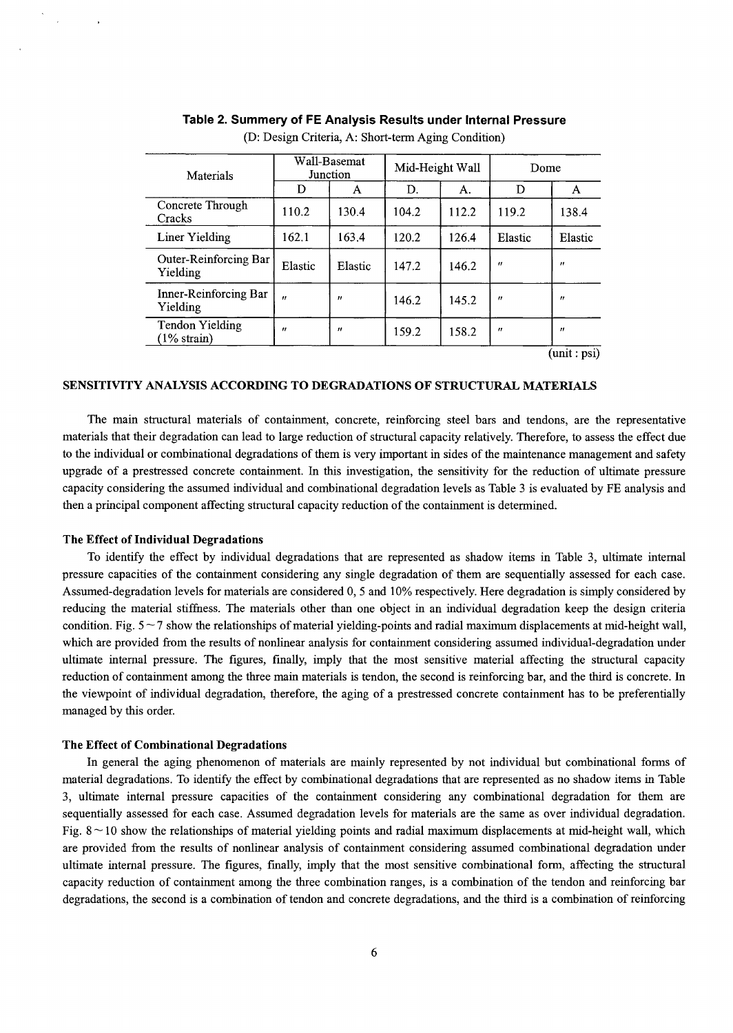**Table 2. Summery of FE Analysis Results under Internal Pressure**

(D: Design Criteria, A: Short-term Aging Condition)

| Materials | Wall-Basemat Junction | | Mid-Height Wall | | Dome | |
|---|---|---|---|---|---|---|
| | D | A | D. | A. | D | A |
| Concrete Through Cracks | 110.2 | 130.4 | 104.2 | 112.2 | 119.2 | 138.4 |
| Liner Yielding | 162.1 | 163.4 | 120.2 | 126.4 | Elastic | Elastic |
| Outer-Reinforcing Bar Yielding | Elastic | Elastic | 147.2 | 146.2 | " | " |
| Inner-Reinforcing Bar Yielding | " | " | 146.2 | 145.2 | " | " |
| Tendon Yielding (1% strain) | " | " | 159.2 | 158.2 | " | " |

(unit : psi)

## SENSITIVITY ANALYSIS ACCORDING TO DEGRADATIONS OF STRUCTURAL MATERIALS

The main structural materials of containment, concrete, reinforcing steel bars and tendons, are the representative materials that their degradation can lead to large reduction of structural capacity relatively. Therefore, to assess the effect due to the individual or combinational degradations of them is very important in sides of the maintenance management and safety upgrade of a prestressed concrete containment. In this investigation, the sensitivity for the reduction of ultimate pressure capacity considering the assumed individual and combinational degradation levels as Table 3 is evaluated by FE analysis and then a principal component affecting structural capacity reduction of the containment is determined.

### The Effect of Individual Degradations

To identify the effect by individual degradations that are represented as shadow items in Table 3, ultimate internal pressure capacities of the containment considering any single degradation of them are sequentially assessed for each case. Assumed-degradation levels for materials are considered 0, 5 and 10% respectively. Here degradation is simply considered by reducing the material stiffness. The materials other than one object in an individual degradation keep the design criteria condition. Fig. 5 ~ 7 show the relationships of material yielding-points and radial maximum displacements at mid-height wall, which are provided from the results of nonlinear analysis for containment considering assumed individual-degradation under ultimate internal pressure. The figures, finally, imply that the most sensitive material affecting the structural capacity reduction of containment among the three main materials is tendon, the second is reinforcing bar, and the third is concrete. In the viewpoint of individual degradation, therefore, the aging of a prestressed concrete containment has to be preferentially managed by this order.

### The Effect of Combinational Degradations

In general the aging phenomenon of materials are mainly represented by not individual but combinational forms of material degradations. To identify the effect by combinational degradations that are represented as no shadow items in Table 3, ultimate internal pressure capacities of the containment considering any combinational degradation for them are sequentially assessed for each case. Assumed degradation levels for materials are the same as over individual degradation. Fig. 8 ~ 10 show the relationships of material yielding points and radial maximum displacements at mid-height wall, which are provided from the results of nonlinear analysis of containment considering assumed combinational degradation under ultimate internal pressure. The figures, finally, imply that the most sensitive combinational form, affecting the structural capacity reduction of containment among the three combination ranges, is a combination of the tendon and reinforcing bar degradations, the second is a combination of tendon and concrete degradations, and the third is a combination of reinforcing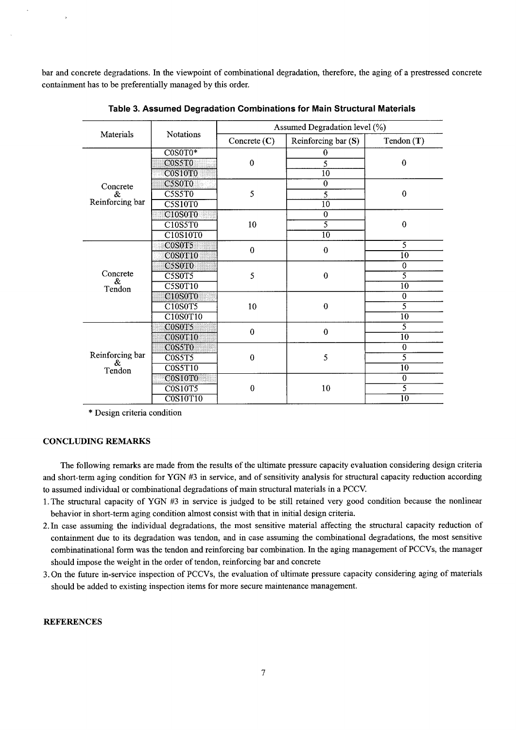bar and concrete degradations. In the viewpoint of combinational degradation, therefore, the aging of a prestressed concrete containment has to be preferentially managed by this order.

**Table 3. Assumed Degradation Combinations for Main Structural Materials**

| Materials | Notations | Assumed Degradation level (%) | | |
|---|---|---|---|---|
| | | Concrete (**C**) | Reinforcing bar (**S**) | Tendon (**T**) |
| Concrete & Reinforcing bar | C0S0T0* | 0 | 0 | 0 |
| | C0S5T0 | | 5 | |
| | C0S10T0 | | 10 | |
| | C5S0T0 | 5 | 0 | 0 |
| | C5S5T0 | | 5 | |
| | C5S10T0 | | 10 | |
| | C10S0T0 | 10 | 0 | 0 |
| | C10S5T0 | | 5 | |
| | C10S10T0 | | 10 | |
| Concrete & Tendon | C0S0T5 | 0 | 0 | 5 |
| | C0S0T10 | | | 10 |
| | C5S0T0 | 5 | 0 | 0 |
| | C5S0T5 | | | 5 |
| | C5S0T10 | | | 10 |
| | C10S0T0 | 10 | 0 | 0 |
| | C10S0T5 | | | 5 |
| | C10S0T10 | | | 10 |
| Reinforcing bar & Tendon | C0S0T5 | 0 | 0 | 5 |
| | C0S0T10 | | | 10 |
| | C0S5T0 | 0 | 5 | 0 |
| | C0S5T5 | | | 5 |
| | C0S5T10 | | | 10 |
| | C0S10T0 | 0 | 10 | 0 |
| | C0S10T5 | | | 5 |
| | C0S10T10 | | | 10 |

\* Design criteria condition

## CONCLUDING REMARKS

The following remarks are made from the results of the ultimate pressure capacity evaluation considering design criteria and short-term aging condition for YGN #3 in service, and of sensitivity analysis for structural capacity reduction according to assumed individual or combinational degradations of main structural materials in a PCCV.

1. The structural capacity of YGN #3 in service is judged to be still retained very good condition because the nonlinear behavior in short-term aging condition almost consist with that in initial design criteria.
2. In case assuming the individual degradations, the most sensitive material affecting the structural capacity reduction of containment due to its degradation was tendon, and in case assuming the combinational degradations, the most sensitive combinatinational form was the tendon and reinforcing bar combination. In the aging management of PCCVs, the manager should impose the weight in the order of tendon, reinforcing bar and concrete
3. On the future in-service inspection of PCCVs, the evaluation of ultimate pressure capacity considering aging of materials should be added to existing inspection items for more secure maintenance management.

## REFERENCES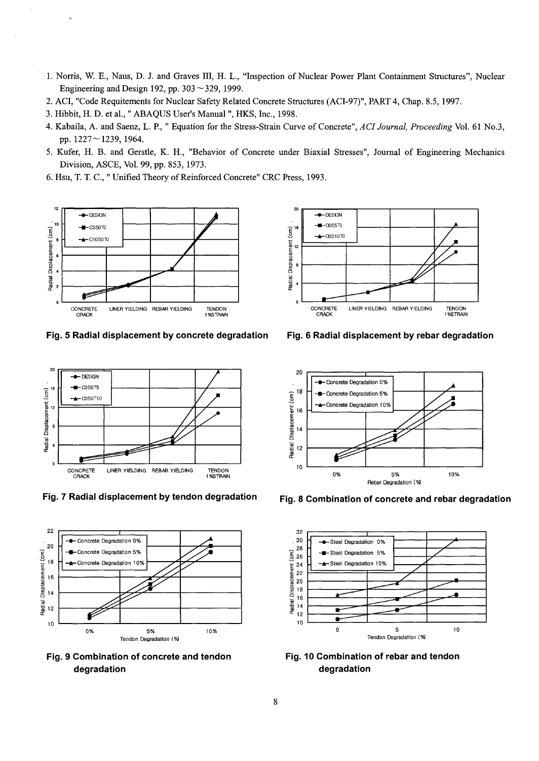1. Norris, W. E., Naus, D. J. and Graves III, H. L., "Inspection of Nuclear Power Plant Containment Structures", Nuclear Engineering and Design 192, pp. 303 ~ 329, 1999.
2. ACI, "Code Requitements for Nuclear Safety Related Concrete Structures (ACI-97)", PART 4, Chap. 8.5, 1997.
3. Hibbit, H. D. et al., " ABAQUS User's Manual ", HKS, Inc., 1998.
4. Kabaila, A. and Saenz, L. P., " Equation for the Stress-Strain Curve of Concrete", *ACI Journal, Proceeding* Vol. 61 No.3, pp. 1227 ~ 1239, 1964.
5. Kufer, H. B. and Gerstle, K. H., "Behavior of Concrete under Biaxial Stresses", Journal of Engineering Mechanics Division, ASCE, Vol. 99, pp. 853, 1973.
6. Hsu, T. T. C., " Unified Theory of Reinforced Concrete" CRC Press, 1993.

Radial Displacement (cm)
DESIGN
C5S0T0
C10S0T0
CONCRETE CRACK
LINER YIELDING
REBAR YIELDING
TENDON 1%STRAIN

**Fig. 5 Radial displacement by concrete degradation**

Radial Displacement (cm)
DESIGN
C0S5T0
C0S10T0
CONCRETE CRACK
LINER YIELDING
REBAR YIELDING
TENDON 1%STRAIN

**Fig. 6 Radial displacement by rebar degradation**

Radial Displacement (cm)
DESIGN
C0S0T5
C0S0T10
CONCRETE CRACK
LINER YIELDING
REBAR YIELDING
TENDON 1%STRAIN

**Fig. 7 Radial displacement by tendon degradation**

Radial Displacement (cm)
Concrete Degradation 0%
Concrete Degradation 5%
Concrete Degradation 10%
0%
5%
10%
Rebar Degradation (%)

**Fig. 8 Combination of concrete and rebar degradation**

Radial Displacement (cm)
Concrete Degradation 0%
Concrete Degradation 5%
Concrete Degradation 10%
0%
5%
10%
Tendon Degradation (%)

**Fig. 9 Combination of concrete and tendon degradation**

Radial Displacement (cm)
Steel Degradation 0%
Steel Degradation 5%
Steel Degradation 10%
0
5
10
Tendon Degradation (%)

**Fig. 10 Combination of rebar and tendon degradation**